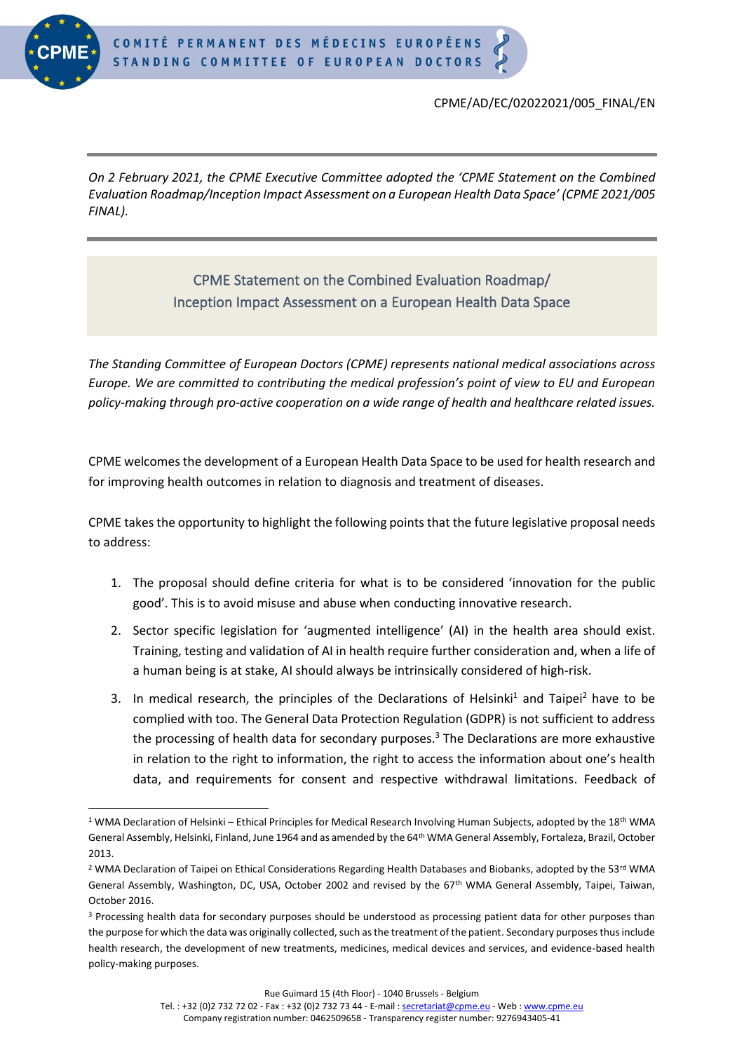CPME/AD/EC/02022021/005_FINAL/EN

*On 2 February 2021, the CPME Executive Committee adopted the 'CPME Statement on the Combined Evaluation Roadmap/Inception Impact Assessment on a European Health Data Space' (CPME 2021/005 FINAL).*

# CPME Statement on the Combined Evaluation Roadmap/ Inception Impact Assessment on a European Health Data Space

*The Standing Committee of European Doctors (CPME) represents national medical associations across Europe. We are committed to contributing the medical profession's point of view to EU and European policy-making through pro-active cooperation on a wide range of health and healthcare related issues.*

CPME welcomes the development of a European Health Data Space to be used for health research and for improving health outcomes in relation to diagnosis and treatment of diseases.

CPME takes the opportunity to highlight the following points that the future legislative proposal needs to address:

1. The proposal should define criteria for what is to be considered 'innovation for the public good'. This is to avoid misuse and abuse when conducting innovative research.
2. Sector specific legislation for 'augmented intelligence' (AI) in the health area should exist. Training, testing and validation of AI in health require further consideration and, when a life of a human being is at stake, AI should always be intrinsically considered of high-risk.
3. In medical research, the principles of the Declarations of Helsinki[1] and Taipei[2] have to be complied with too. The General Data Protection Regulation (GDPR) is not sufficient to address the processing of health data for secondary purposes.[3] The Declarations are more exhaustive in relation to the right to information, the right to access the information about one's health data, and requirements for consent and respective withdrawal limitations. Feedback of

---

[1] WMA Declaration of Helsinki – Ethical Principles for Medical Research Involving Human Subjects, adopted by the 18th WMA General Assembly, Helsinki, Finland, June 1964 and as amended by the 64th WMA General Assembly, Fortaleza, Brazil, October 2013.

[2] WMA Declaration of Taipei on Ethical Considerations Regarding Health Databases and Biobanks, adopted by the 53rd WMA General Assembly, Washington, DC, USA, October 2002 and revised by the 67th WMA General Assembly, Taipei, Taiwan, October 2016.

[3] Processing health data for secondary purposes should be understood as processing patient data for other purposes than the purpose for which the data was originally collected, such as the treatment of the patient. Secondary purposes thus include health research, the development of new treatments, medicines, medical devices and services, and evidence-based health policy-making purposes.

Rue Guimard 15 (4th Floor) - 1040 Brussels - Belgium
Tel. : +32 (0)2 732 72 02 - Fax : +32 (0)2 732 73 44 - E-mail : secretariat@cpme.eu - Web : www.cpme.eu
Company registration number: 0462509658 - Transparency register number: 9276943405-41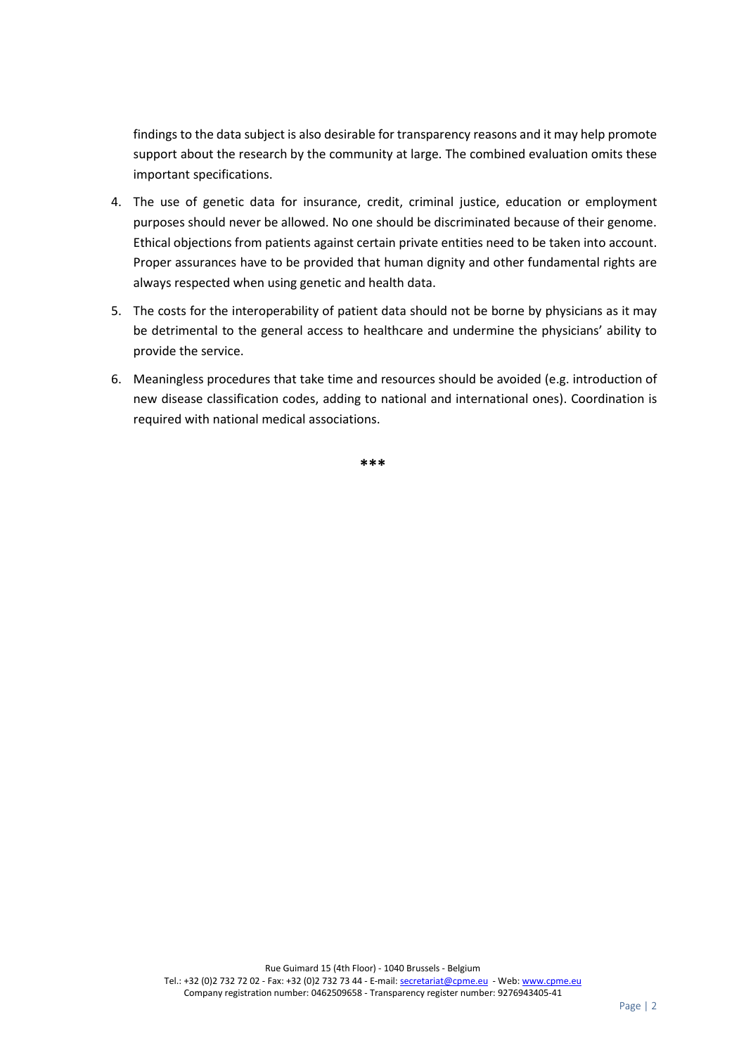findings to the data subject is also desirable for transparency reasons and it may help promote support about the research by the community at large. The combined evaluation omits these important specifications.

4. The use of genetic data for insurance, credit, criminal justice, education or employment purposes should never be allowed. No one should be discriminated because of their genome. Ethical objections from patients against certain private entities need to be taken into account. Proper assurances have to be provided that human dignity and other fundamental rights are always respected when using genetic and health data.

5. The costs for the interoperability of patient data should not be borne by physicians as it may be detrimental to the general access to healthcare and undermine the physicians' ability to provide the service.

6. Meaningless procedures that take time and resources should be avoided (e.g. introduction of new disease classification codes, adding to national and international ones). Coordination is required with national medical associations.

***